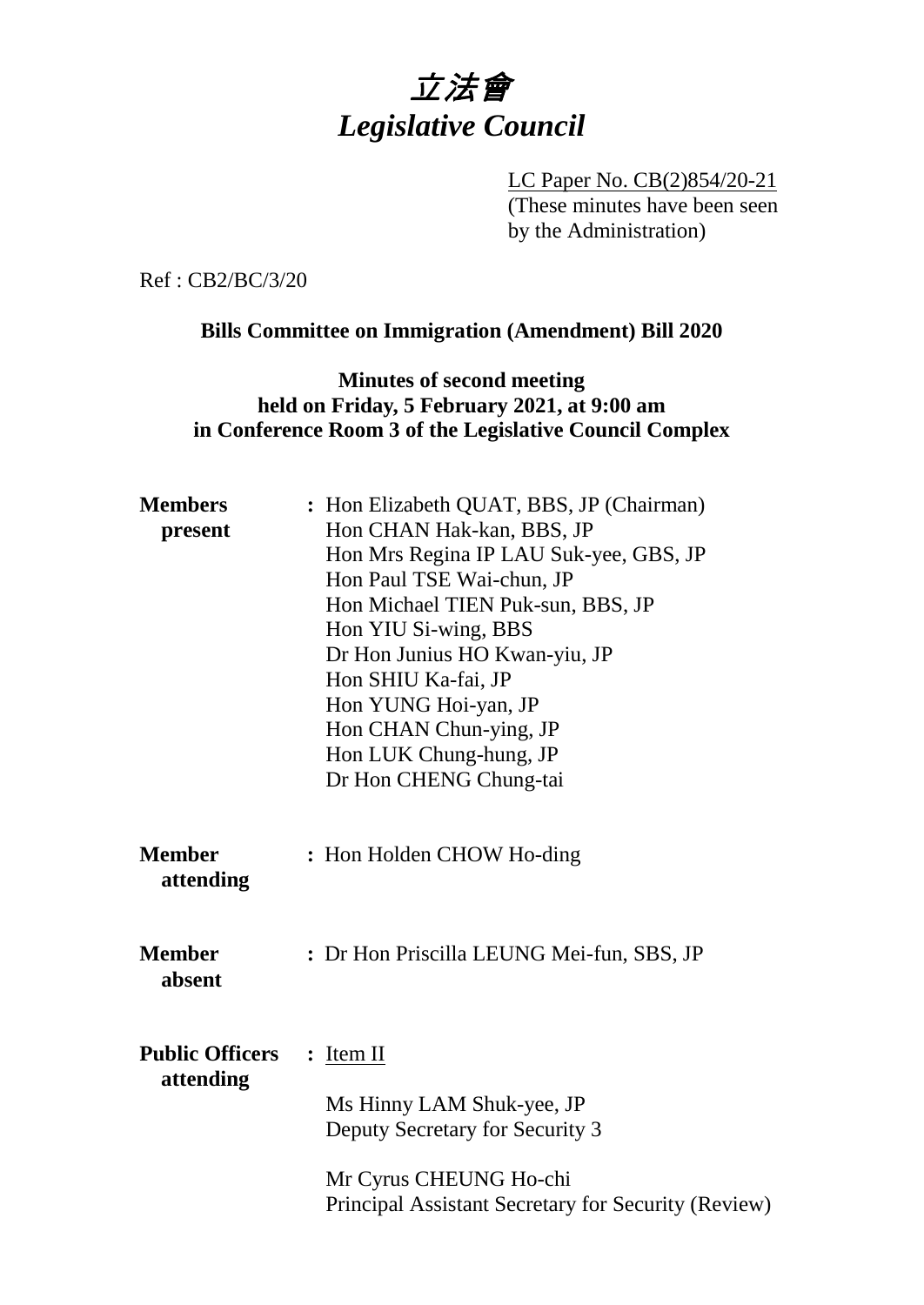# *立法會*
# *Legislative Council*

LC Paper No. CB(2)854/20-21
(These minutes have been seen by the Administration)

Ref : CB2/BC/3/20

**Bills Committee on Immigration (Amendment) Bill 2020**

**Minutes of second meeting held on Friday, 5 February 2021, at 9:00 am in Conference Room 3 of the Legislative Council Complex**

| | | |
|---|---|---|
| **Members present** | : | Hon Elizabeth QUAT, BBS, JP (Chairman)<br>Hon CHAN Hak-kan, BBS, JP<br>Hon Mrs Regina IP LAU Suk-yee, GBS, JP<br>Hon Paul TSE Wai-chun, JP<br>Hon Michael TIEN Puk-sun, BBS, JP<br>Hon YIU Si-wing, BBS<br>Dr Hon Junius HO Kwan-yiu, JP<br>Hon SHIU Ka-fai, JP<br>Hon YUNG Hoi-yan, JP<br>Hon CHAN Chun-ying, JP<br>Hon LUK Chung-hung, JP<br>Dr Hon CHENG Chung-tai |
| **Member attending** | : | Hon Holden CHOW Ho-ding |
| **Member absent** | : | Dr Hon Priscilla LEUNG Mei-fun, SBS, JP |
| **Public Officers attending** | : | <u>Item II</u><br><br>Ms Hinny LAM Shuk-yee, JP<br>Deputy Secretary for Security 3<br><br>Mr Cyrus CHEUNG Ho-chi<br>Principal Assistant Secretary for Security (Review) |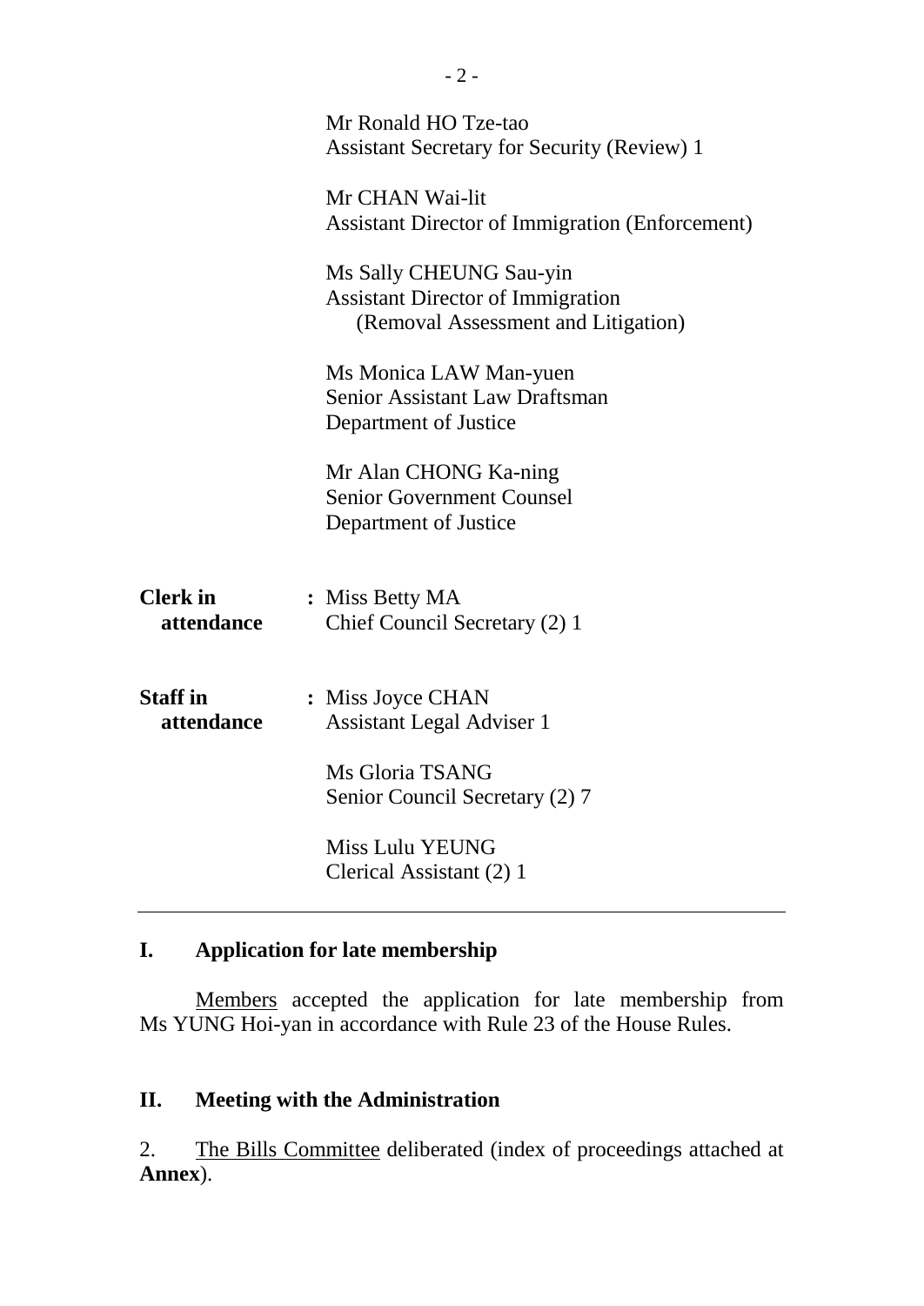Mr Ronald HO Tze-tao
Assistant Secretary for Security (Review) 1

Mr CHAN Wai-lit
Assistant Director of Immigration (Enforcement)

Ms Sally CHEUNG Sau-yin
Assistant Director of Immigration
(Removal Assessment and Litigation)

Ms Monica LAW Man-yuen
Senior Assistant Law Draftsman
Department of Justice

Mr Alan CHONG Ka-ning
Senior Government Counsel
Department of Justice

**Clerk in attendance** : Miss Betty MA
Chief Council Secretary (2) 1

**Staff in attendance** : Miss Joyce CHAN
Assistant Legal Adviser 1

Ms Gloria TSANG
Senior Council Secretary (2) 7

Miss Lulu YEUNG
Clerical Assistant (2) 1

---

## I. Application for late membership

Members accepted the application for late membership from Ms YUNG Hoi-yan in accordance with Rule 23 of the House Rules.

## II. Meeting with the Administration

2. The Bills Committee deliberated (index of proceedings attached at **Annex**).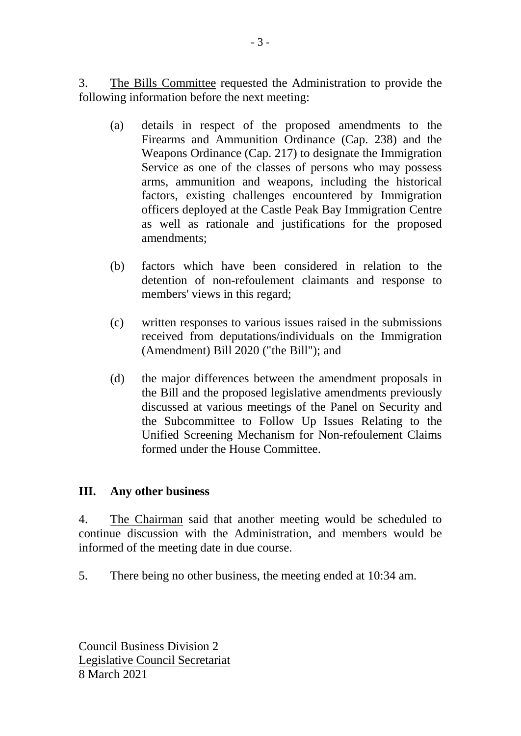3. The Bills Committee requested the Administration to provide the following information before the next meeting:

   (a) details in respect of the proposed amendments to the Firearms and Ammunition Ordinance (Cap. 238) and the Weapons Ordinance (Cap. 217) to designate the Immigration Service as one of the classes of persons who may possess arms, ammunition and weapons, including the historical factors, existing challenges encountered by Immigration officers deployed at the Castle Peak Bay Immigration Centre as well as rationale and justifications for the proposed amendments;

   (b) factors which have been considered in relation to the detention of non-refoulement claimants and response to members' views in this regard;

   (c) written responses to various issues raised in the submissions received from deputations/individuals on the Immigration (Amendment) Bill 2020 ("the Bill"); and

   (d) the major differences between the amendment proposals in the Bill and the proposed legislative amendments previously discussed at various meetings of the Panel on Security and the Subcommittee to Follow Up Issues Relating to the Unified Screening Mechanism for Non-refoulement Claims formed under the House Committee.

## III. Any other business

4. The Chairman said that another meeting would be scheduled to continue discussion with the Administration, and members would be informed of the meeting date in due course.

5. There being no other business, the meeting ended at 10:34 am.

Council Business Division 2
Legislative Council Secretariat
8 March 2021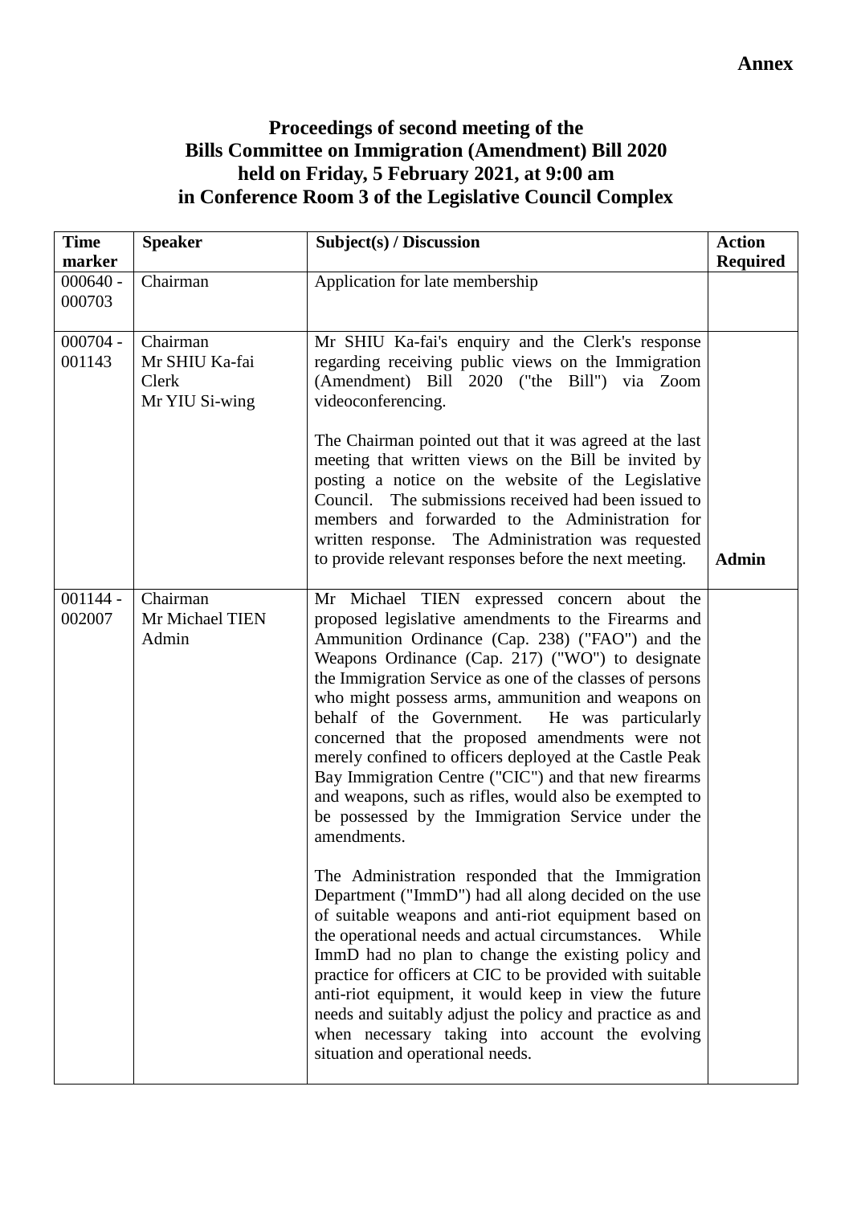**Annex**

**Proceedings of second meeting of the**
**Bills Committee on Immigration (Amendment) Bill 2020**
**held on Friday, 5 February 2021, at 9:00 am**
**in Conference Room 3 of the Legislative Council Complex**

| Time marker | Speaker | Subject(s) / Discussion | Action Required |
|---|---|---|---|
| 000640 - 000703 | Chairman | Application for late membership | |
| 000704 - 001143 | Chairman<br>Mr SHIU Ka-fai<br>Clerk<br>Mr YIU Si-wing | Mr SHIU Ka-fai's enquiry and the Clerk's response regarding receiving public views on the Immigration (Amendment) Bill 2020 ("the Bill") via Zoom videoconferencing.<br><br>The Chairman pointed out that it was agreed at the last meeting that written views on the Bill be invited by posting a notice on the website of the Legislative Council. The submissions received had been issued to members and forwarded to the Administration for written response. The Administration was requested to provide relevant responses before the next meeting. | **Admin** |
| 001144 - 002007 | Chairman<br>Mr Michael TIEN<br>Admin | Mr Michael TIEN expressed concern about the proposed legislative amendments to the Firearms and Ammunition Ordinance (Cap. 238) ("FAO") and the Weapons Ordinance (Cap. 217) ("WO") to designate the Immigration Service as one of the classes of persons who might possess arms, ammunition and weapons on behalf of the Government. He was particularly concerned that the proposed amendments were not merely confined to officers deployed at the Castle Peak Bay Immigration Centre ("CIC") and that new firearms and weapons, such as rifles, would also be exempted to be possessed by the Immigration Service under the amendments.<br><br>The Administration responded that the Immigration Department ("ImmD") had all along decided on the use of suitable weapons and anti-riot equipment based on the operational needs and actual circumstances. While ImmD had no plan to change the existing policy and practice for officers at CIC to be provided with suitable anti-riot equipment, it would keep in view the future needs and suitably adjust the policy and practice as and when necessary taking into account the evolving situation and operational needs. | |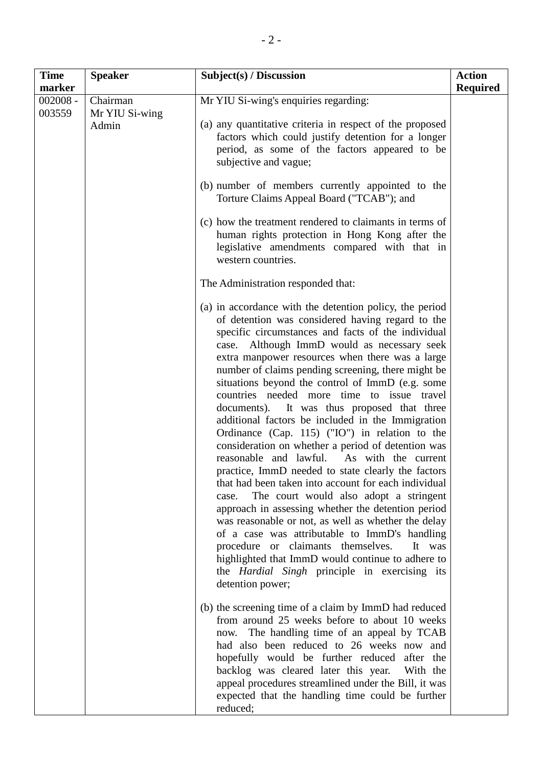| Time marker | Speaker | Subject(s) / Discussion | Action Required |
|---|---|---|---|
| 002008 - 003559 | Chairman<br>Mr YIU Si-wing<br>Admin | Mr YIU Si-wing's enquiries regarding:<br><br>(a) any quantitative criteria in respect of the proposed factors which could justify detention for a longer period, as some of the factors appeared to be subjective and vague;<br><br>(b) number of members currently appointed to the Torture Claims Appeal Board ("TCAB"); and<br><br>(c) how the treatment rendered to claimants in terms of human rights protection in Hong Kong after the legislative amendments compared with that in western countries.<br><br>The Administration responded that:<br><br>(a) in accordance with the detention policy, the period of detention was considered having regard to the specific circumstances and facts of the individual case. Although ImmD would as necessary seek extra manpower resources when there was a large number of claims pending screening, there might be situations beyond the control of ImmD (e.g. some countries needed more time to issue travel documents). It was thus proposed that three additional factors be included in the Immigration Ordinance (Cap. 115) ("IO") in relation to the consideration on whether a period of detention was reasonable and lawful. As with the current practice, ImmD needed to state clearly the factors that had been taken into account for each individual case. The court would also adopt a stringent approach in assessing whether the detention period was reasonable or not, as well as whether the delay of a case was attributable to ImmD's handling procedure or claimants themselves. It was highlighted that ImmD would continue to adhere to the *Hardial Singh* principle in exercising its detention power;<br><br>(b) the screening time of a claim by ImmD had reduced from around 25 weeks before to about 10 weeks now. The handling time of an appeal by TCAB had also been reduced to 26 weeks now and hopefully would be further reduced after the backlog was cleared later this year. With the appeal procedures streamlined under the Bill, it was expected that the handling time could be further reduced; | |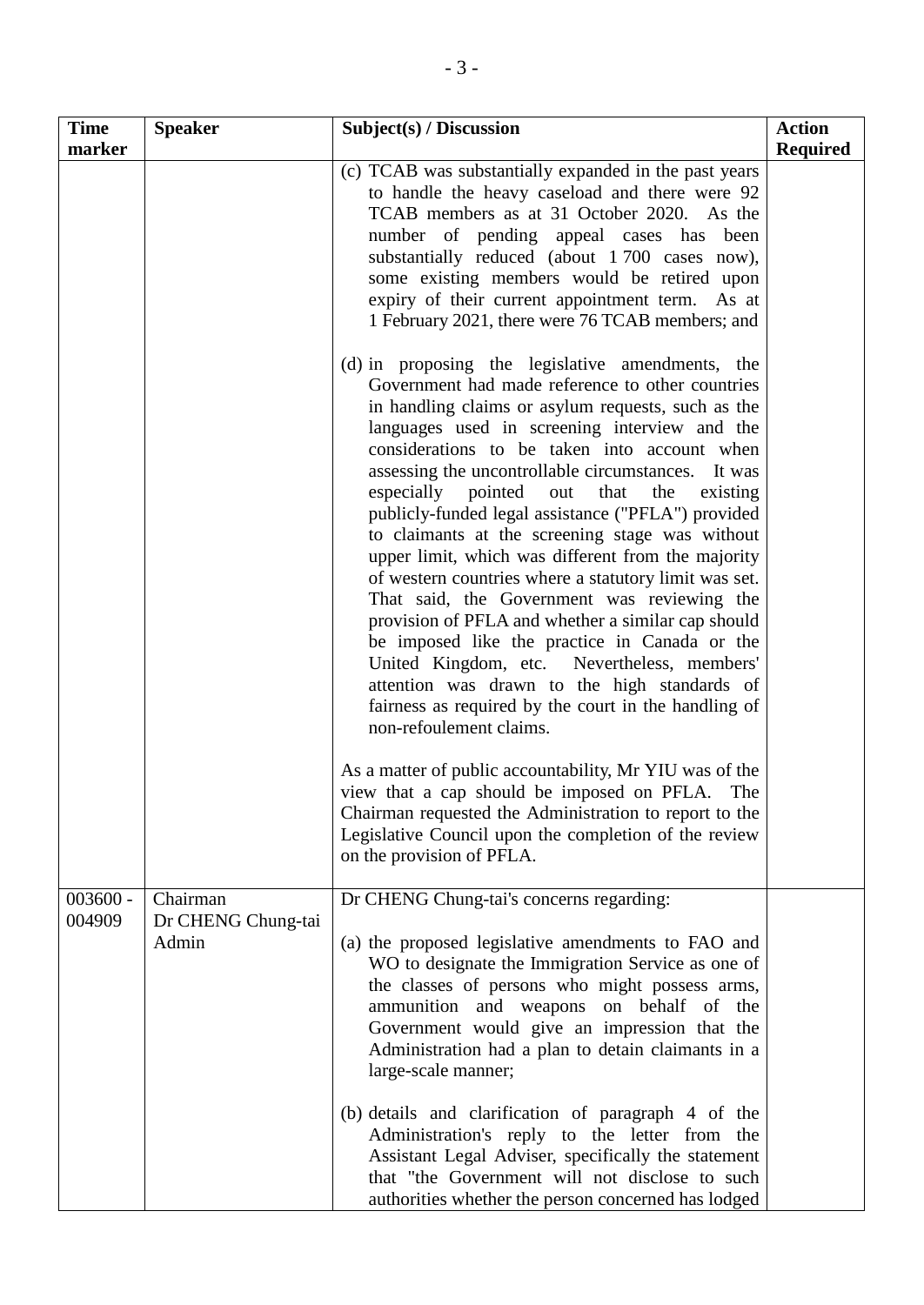| Time marker | Speaker | Subject(s) / Discussion | Action Required |
|---|---|---|---|
| | | (c) TCAB was substantially expanded in the past years to handle the heavy caseload and there were 92 TCAB members as at 31 October 2020. As the number of pending appeal cases has been substantially reduced (about 1 700 cases now), some existing members would be retired upon expiry of their current appointment term. As at 1 February 2021, there were 76 TCAB members; and<br><br>(d) in proposing the legislative amendments, the Government had made reference to other countries in handling claims or asylum requests, such as the languages used in screening interview and the considerations to be taken into account when assessing the uncontrollable circumstances. It was especially pointed out that the existing publicly-funded legal assistance ("PFLA") provided to claimants at the screening stage was without upper limit, which was different from the majority of western countries where a statutory limit was set. That said, the Government was reviewing the provision of PFLA and whether a similar cap should be imposed like the practice in Canada or the United Kingdom, etc. Nevertheless, members' attention was drawn to the high standards of fairness as required by the court in the handling of non-refoulement claims.<br><br>As a matter of public accountability, Mr YIU was of the view that a cap should be imposed on PFLA. The Chairman requested the Administration to report to the Legislative Council upon the completion of the review on the provision of PFLA. | |
| 003600 - 004909 | Chairman<br>Dr CHENG Chung-tai<br>Admin | Dr CHENG Chung-tai's concerns regarding:<br><br>(a) the proposed legislative amendments to FAO and WO to designate the Immigration Service as one of the classes of persons who might possess arms, ammunition and weapons on behalf of the Government would give an impression that the Administration had a plan to detain claimants in a large-scale manner;<br><br>(b) details and clarification of paragraph 4 of the Administration's reply to the letter from the Assistant Legal Adviser, specifically the statement that "the Government will not disclose to such authorities whether the person concerned has lodged | |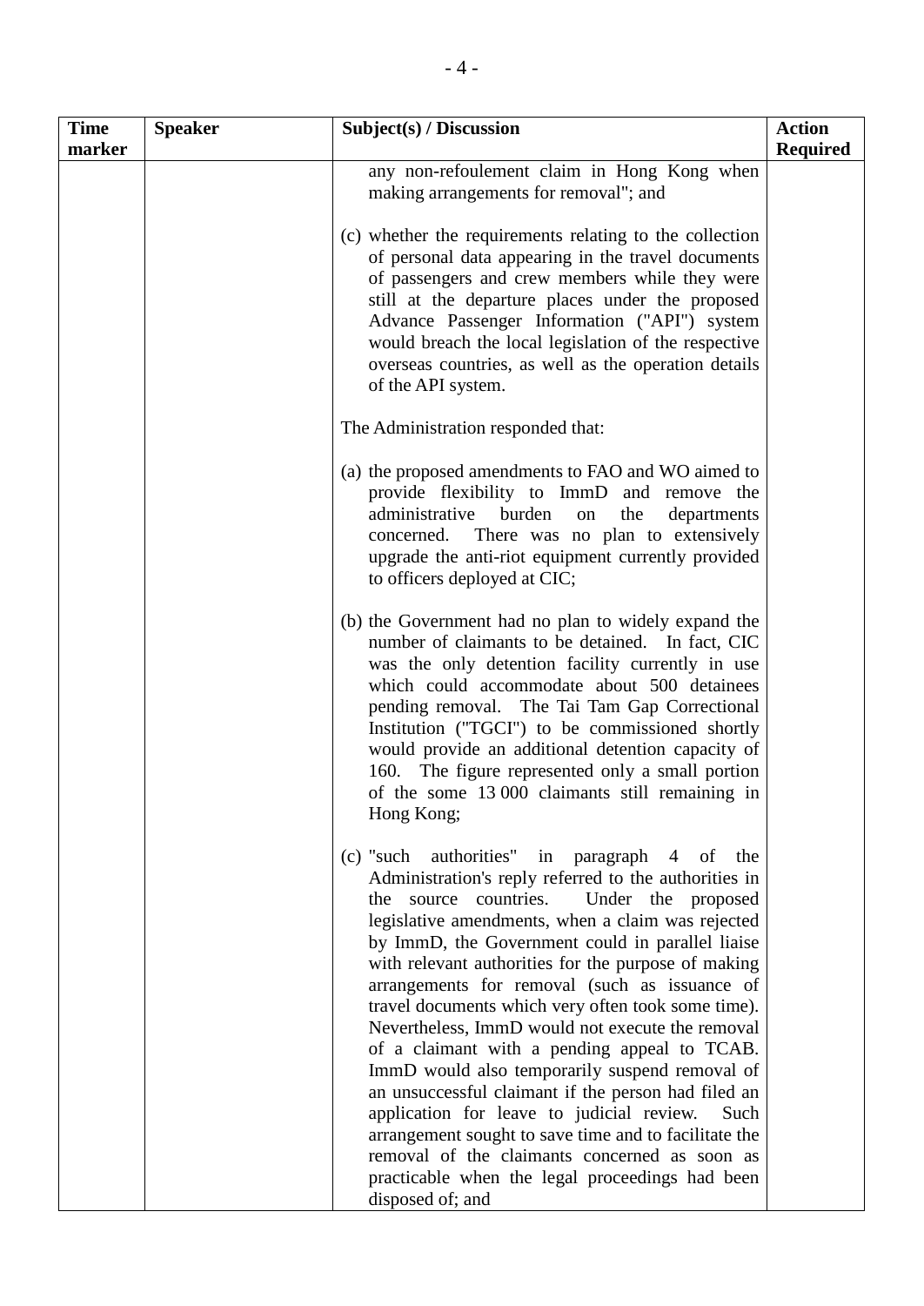| Time marker | Speaker | Subject(s) / Discussion | Action Required |
|---|---|---|---|
| | | any non-refoulement claim in Hong Kong when making arrangements for removal"; and<br><br>(c) whether the requirements relating to the collection of personal data appearing in the travel documents of passengers and crew members while they were still at the departure places under the proposed Advance Passenger Information ("API") system would breach the local legislation of the respective overseas countries, as well as the operation details of the API system.<br><br>The Administration responded that:<br><br>(a) the proposed amendments to FAO and WO aimed to provide flexibility to ImmD and remove the administrative burden on the departments concerned. There was no plan to extensively upgrade the anti-riot equipment currently provided to officers deployed at CIC;<br><br>(b) the Government had no plan to widely expand the number of claimants to be detained. In fact, CIC was the only detention facility currently in use which could accommodate about 500 detainees pending removal. The Tai Tam Gap Correctional Institution ("TGCI") to be commissioned shortly would provide an additional detention capacity of 160. The figure represented only a small portion of the some 13 000 claimants still remaining in Hong Kong;<br><br>(c) "such authorities" in paragraph 4 of the Administration's reply referred to the authorities in the source countries. Under the proposed legislative amendments, when a claim was rejected by ImmD, the Government could in parallel liaise with relevant authorities for the purpose of making arrangements for removal (such as issuance of travel documents which very often took some time). Nevertheless, ImmD would not execute the removal of a claimant with a pending appeal to TCAB. ImmD would also temporarily suspend removal of an unsuccessful claimant if the person had filed an application for leave to judicial review. Such arrangement sought to save time and to facilitate the removal of the claimants concerned as soon as practicable when the legal proceedings had been disposed of; and | |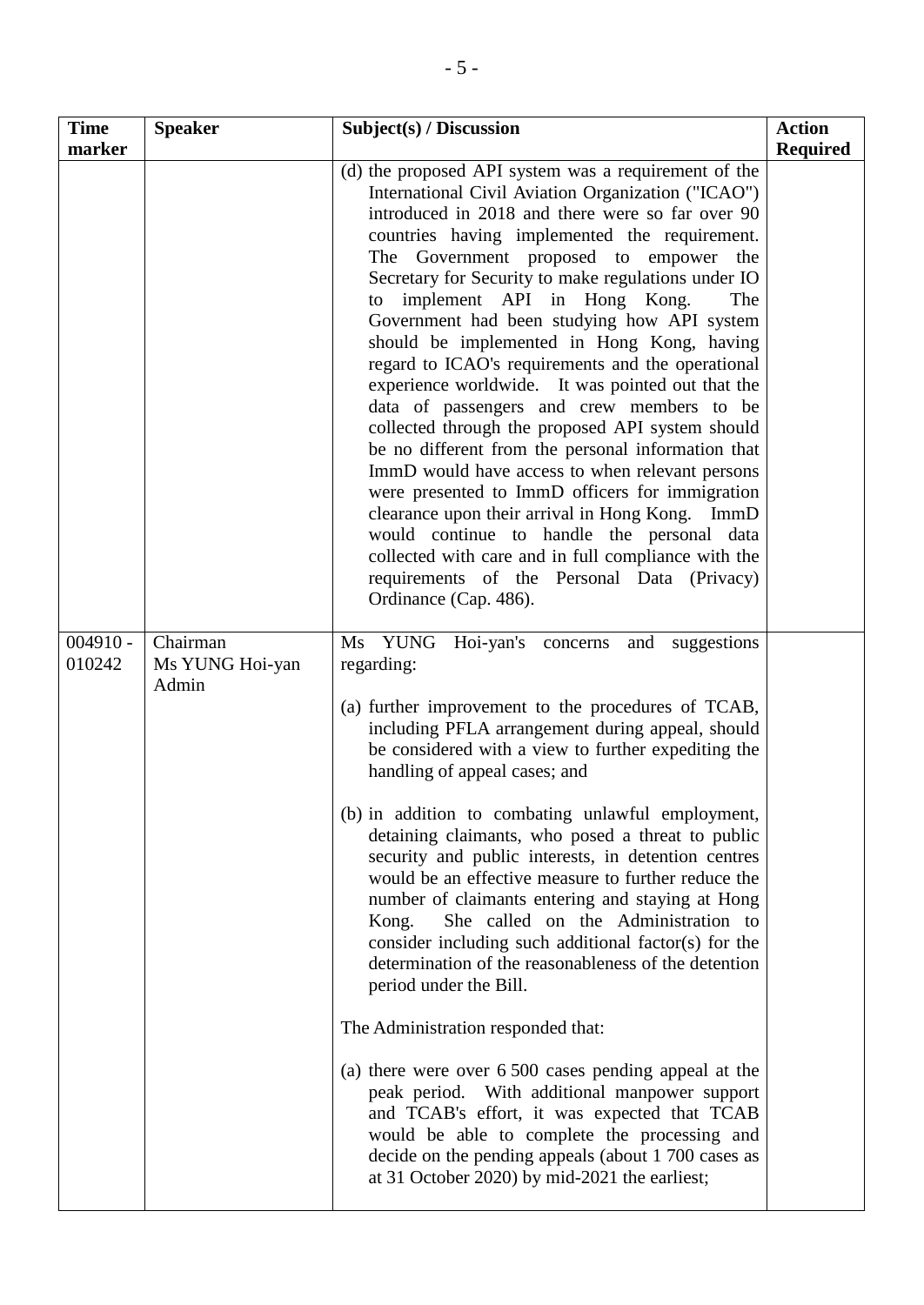| Time marker | Speaker | Subject(s) / Discussion | Action Required |
|---|---|---|---|
| | | (d) the proposed API system was a requirement of the International Civil Aviation Organization ("ICAO") introduced in 2018 and there were so far over 90 countries having implemented the requirement. The Government proposed to empower the Secretary for Security to make regulations under IO to implement API in Hong Kong. The Government had been studying how API system should be implemented in Hong Kong, having regard to ICAO's requirements and the operational experience worldwide. It was pointed out that the data of passengers and crew members to be collected through the proposed API system should be no different from the personal information that ImmD would have access to when relevant persons were presented to ImmD officers for immigration clearance upon their arrival in Hong Kong. ImmD would continue to handle the personal data collected with care and in full compliance with the requirements of the Personal Data (Privacy) Ordinance (Cap. 486). | |
| 004910 - 010242 | Chairman<br>Ms YUNG Hoi-yan<br>Admin | Ms YUNG Hoi-yan's concerns and suggestions regarding:<br><br>(a) further improvement to the procedures of TCAB, including PFLA arrangement during appeal, should be considered with a view to further expediting the handling of appeal cases; and<br><br>(b) in addition to combating unlawful employment, detaining claimants, who posed a threat to public security and public interests, in detention centres would be an effective measure to further reduce the number of claimants entering and staying at Hong Kong. She called on the Administration to consider including such additional factor(s) for the determination of the reasonableness of the detention period under the Bill.<br><br>The Administration responded that:<br><br>(a) there were over 6 500 cases pending appeal at the peak period. With additional manpower support and TCAB's effort, it was expected that TCAB would be able to complete the processing and decide on the pending appeals (about 1 700 cases as at 31 October 2020) by mid-2021 the earliest; | |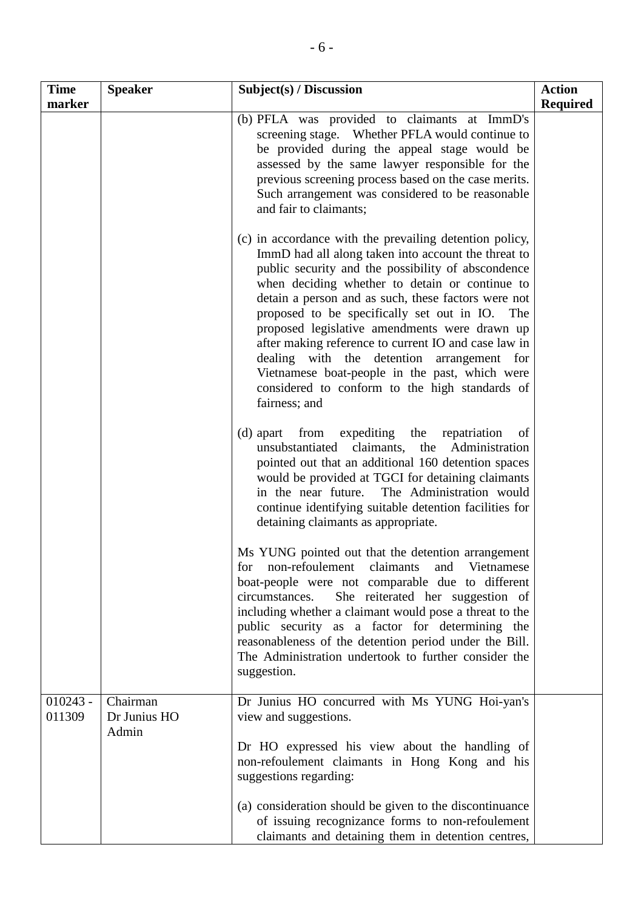| Time marker | Speaker | Subject(s) / Discussion | Action Required |
|---|---|---|---|
| | | (b) PFLA was provided to claimants at ImmD's screening stage. Whether PFLA would continue to be provided during the appeal stage would be assessed by the same lawyer responsible for the previous screening process based on the case merits. Such arrangement was considered to be reasonable and fair to claimants;<br><br>(c) in accordance with the prevailing detention policy, ImmD had all along taken into account the threat to public security and the possibility of abscondence when deciding whether to detain or continue to detain a person and as such, these factors were not proposed to be specifically set out in IO. The proposed legislative amendments were drawn up after making reference to current IO and case law in dealing with the detention arrangement for Vietnamese boat-people in the past, which were considered to conform to the high standards of fairness; and<br><br>(d) apart from expediting the repatriation of unsubstantiated claimants, the Administration pointed out that an additional 160 detention spaces would be provided at TGCI for detaining claimants in the near future. The Administration would continue identifying suitable detention facilities for detaining claimants as appropriate.<br><br>Ms YUNG pointed out that the detention arrangement for non-refoulement claimants and Vietnamese boat-people were not comparable due to different circumstances. She reiterated her suggestion of including whether a claimant would pose a threat to the public security as a factor for determining the reasonableness of the detention period under the Bill. The Administration undertook to further consider the suggestion. | |
| 010243 - 011309 | Chairman<br>Dr Junius HO<br>Admin | Dr Junius HO concurred with Ms YUNG Hoi-yan's view and suggestions.<br><br>Dr HO expressed his view about the handling of non-refoulement claimants in Hong Kong and his suggestions regarding:<br><br>(a) consideration should be given to the discontinuance of issuing recognizance forms to non-refoulement claimants and detaining them in detention centres, | |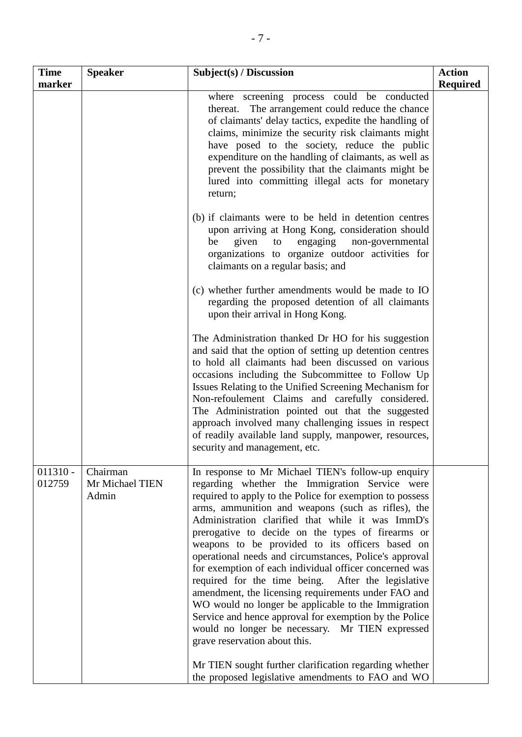| Time marker | Speaker | Subject(s) / Discussion | Action Required |
|---|---|---|---|
| | | where screening process could be conducted thereat. The arrangement could reduce the chance of claimants' delay tactics, expedite the handling of claims, minimize the security risk claimants might have posed to the society, reduce the public expenditure on the handling of claimants, as well as prevent the possibility that the claimants might be lured into committing illegal acts for monetary return;<br><br>(b) if claimants were to be held in detention centres upon arriving at Hong Kong, consideration should be given to engaging non-governmental organizations to organize outdoor activities for claimants on a regular basis; and<br><br>(c) whether further amendments would be made to IO regarding the proposed detention of all claimants upon their arrival in Hong Kong.<br><br>The Administration thanked Dr HO for his suggestion and said that the option of setting up detention centres to hold all claimants had been discussed on various occasions including the Subcommittee to Follow Up Issues Relating to the Unified Screening Mechanism for Non-refoulement Claims and carefully considered. The Administration pointed out that the suggested approach involved many challenging issues in respect of readily available land supply, manpower, resources, security and management, etc. | |
| 011310 - 012759 | Chairman<br>Mr Michael TIEN<br>Admin | In response to Mr Michael TIEN's follow-up enquiry regarding whether the Immigration Service were required to apply to the Police for exemption to possess arms, ammunition and weapons (such as rifles), the Administration clarified that while it was ImmD's prerogative to decide on the types of firearms or weapons to be provided to its officers based on operational needs and circumstances, Police's approval for exemption of each individual officer concerned was required for the time being. After the legislative amendment, the licensing requirements under FAO and WO would no longer be applicable to the Immigration Service and hence approval for exemption by the Police would no longer be necessary. Mr TIEN expressed grave reservation about this.<br><br>Mr TIEN sought further clarification regarding whether the proposed legislative amendments to FAO and WO | |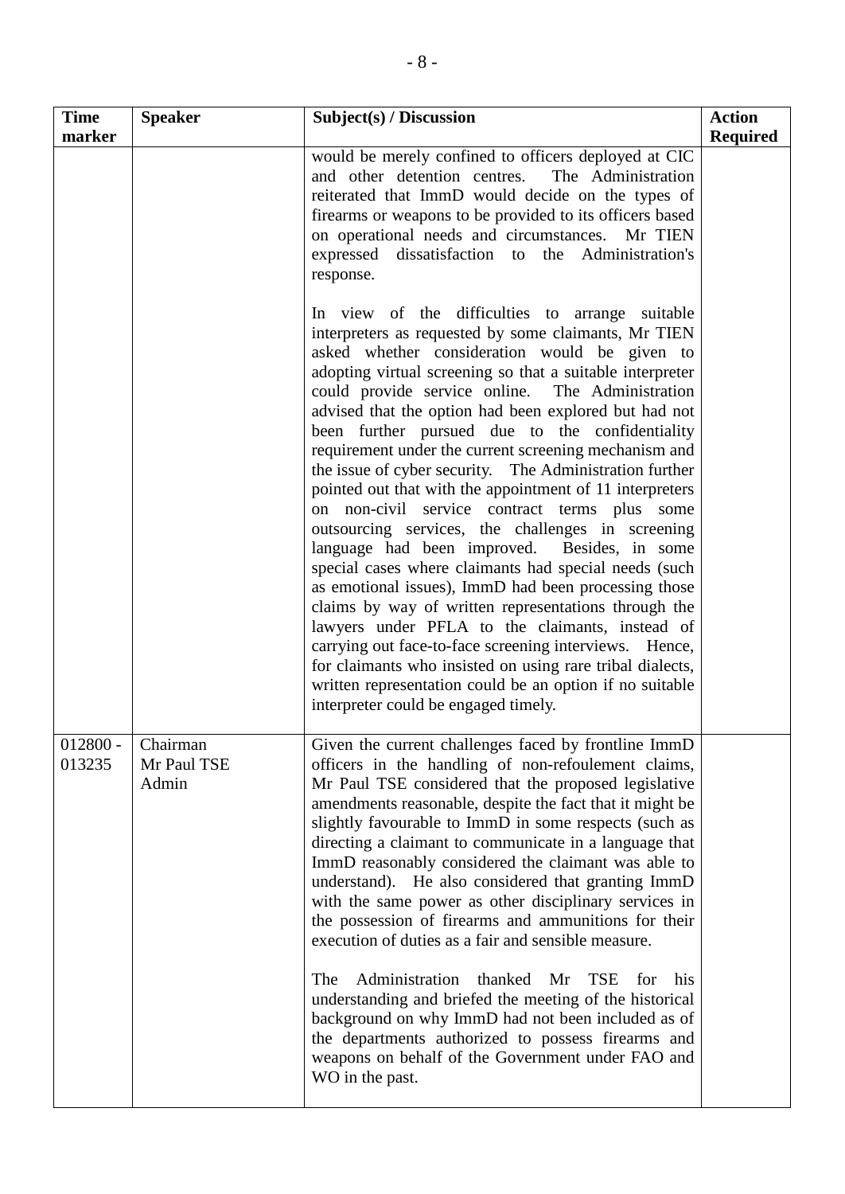| Time marker | Speaker | Subject(s) / Discussion | Action Required |
|---|---|---|---|
| | | would be merely confined to officers deployed at CIC and other detention centres. The Administration reiterated that ImmD would decide on the types of firearms or weapons to be provided to its officers based on operational needs and circumstances. Mr TIEN expressed dissatisfaction to the Administration's response.<br><br>In view of the difficulties to arrange suitable interpreters as requested by some claimants, Mr TIEN asked whether consideration would be given to adopting virtual screening so that a suitable interpreter could provide service online. The Administration advised that the option had been explored but had not been further pursued due to the confidentiality requirement under the current screening mechanism and the issue of cyber security. The Administration further pointed out that with the appointment of 11 interpreters on non-civil service contract terms plus some outsourcing services, the challenges in screening language had been improved. Besides, in some special cases where claimants had special needs (such as emotional issues), ImmD had been processing those claims by way of written representations through the lawyers under PFLA to the claimants, instead of carrying out face-to-face screening interviews. Hence, for claimants who insisted on using rare tribal dialects, written representation could be an option if no suitable interpreter could be engaged timely. | |
| 012800 - 013235 | Chairman<br>Mr Paul TSE<br>Admin | Given the current challenges faced by frontline ImmD officers in the handling of non-refoulement claims, Mr Paul TSE considered that the proposed legislative amendments reasonable, despite the fact that it might be slightly favourable to ImmD in some respects (such as directing a claimant to communicate in a language that ImmD reasonably considered the claimant was able to understand). He also considered that granting ImmD with the same power as other disciplinary services in the possession of firearms and ammunitions for their execution of duties as a fair and sensible measure.<br><br>The Administration thanked Mr TSE for his understanding and briefed the meeting of the historical background on why ImmD had not been included as of the departments authorized to possess firearms and weapons on behalf of the Government under FAO and WO in the past. | |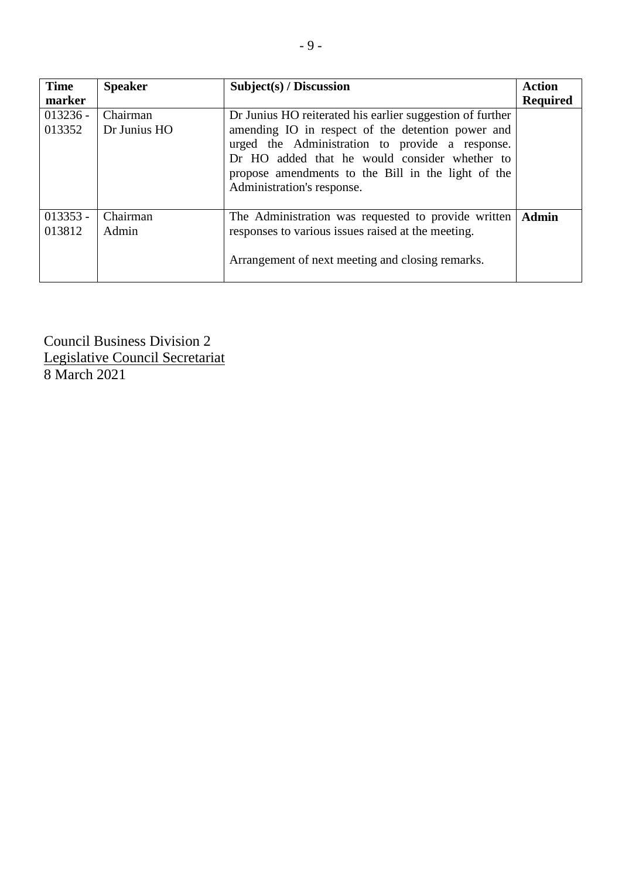| Time marker | Speaker | Subject(s) / Discussion | Action Required |
| --- | --- | --- | --- |
| 013236 - 013352 | Chairman<br>Dr Junius HO | Dr Junius HO reiterated his earlier suggestion of further amending IO in respect of the detention power and urged the Administration to provide a response. Dr HO added that he would consider whether to propose amendments to the Bill in the light of the Administration's response. | |
| 013353 - 013812 | Chairman<br>Admin | The Administration was requested to provide written responses to various issues raised at the meeting.<br><br>Arrangement of next meeting and closing remarks. | **Admin** |

Council Business Division 2
Legislative Council Secretariat
8 March 2021